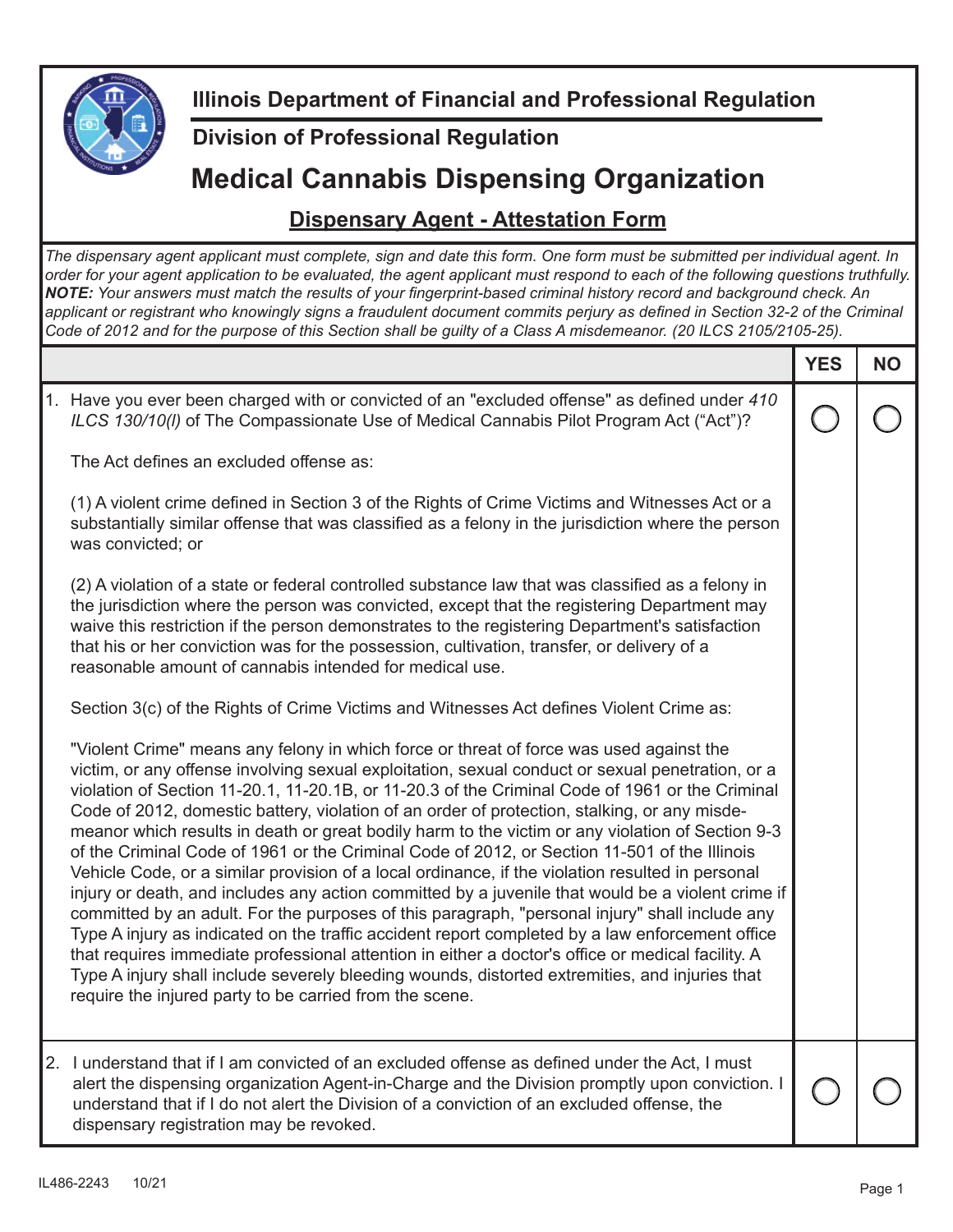# Illinois Department of Financial and Professional Regulation

## Division of Professional Regulation

# Medical Cannabis Dispensing Organization

## Dispensary Agent - Attestation Form

*The dispensary agent applicant must complete, sign and date this form. One form must be submitted per individual agent. In order for your agent application to be evaluated, the agent applicant must respond to each of the following questions truthfully.* ***NOTE:*** *Your answers must match the results of your fingerprint-based criminal history record and background check. An applicant or registrant who knowingly signs a fraudulent document commits perjury as defined in Section 32-2 of the Criminal Code of 2012 and for the purpose of this Section shall be guilty of a Class A misdemeanor. (20 ILCS 2105/2105-25).*

| | YES | NO |
|---|---|---|
| 1. Have you ever been charged with or convicted of an "excluded offense" as defined under *410 ILCS 130/10(l)* of The Compassionate Use of Medical Cannabis Pilot Program Act ("Act")?<br><br>The Act defines an excluded offense as:<br><br>(1) A violent crime defined in Section 3 of the Rights of Crime Victims and Witnesses Act or a substantially similar offense that was classified as a felony in the jurisdiction where the person was convicted; or<br><br>(2) A violation of a state or federal controlled substance law that was classified as a felony in the jurisdiction where the person was convicted, except that the registering Department may waive this restriction if the person demonstrates to the registering Department's satisfaction that his or her conviction was for the possession, cultivation, transfer, or delivery of a reasonable amount of cannabis intended for medical use.<br><br>Section 3(c) of the Rights of Crime Victims and Witnesses Act defines Violent Crime as:<br><br>"Violent Crime" means any felony in which force or threat of force was used against the victim, or any offense involving sexual exploitation, sexual conduct or sexual penetration, or a violation of Section 11-20.1, 11-20.1B, or 11-20.3 of the Criminal Code of 1961 or the Criminal Code of 2012, domestic battery, violation of an order of protection, stalking, or any misdemeanor which results in death or great bodily harm to the victim or any violation of Section 9-3 of the Criminal Code of 1961 or the Criminal Code of 2012, or Section 11-501 of the Illinois Vehicle Code, or a similar provision of a local ordinance, if the violation resulted in personal injury or death, and includes any action committed by a juvenile that would be a violent crime if committed by an adult. For the purposes of this paragraph, "personal injury" shall include any Type A injury as indicated on the traffic accident report completed by a law enforcement office that requires immediate professional attention in either a doctor's office or medical facility. A Type A injury shall include severely bleeding wounds, distorted extremities, and injuries that require the injured party to be carried from the scene. | ◯ | ◯ |
| 2. I understand that if I am convicted of an excluded offense as defined under the Act, I must alert the dispensing organization Agent-in-Charge and the Division promptly upon conviction. I understand that if I do not alert the Division of a conviction of an excluded offense, the dispensary registration may be revoked. | ◯ | ◯ |

IL486-2243 10/21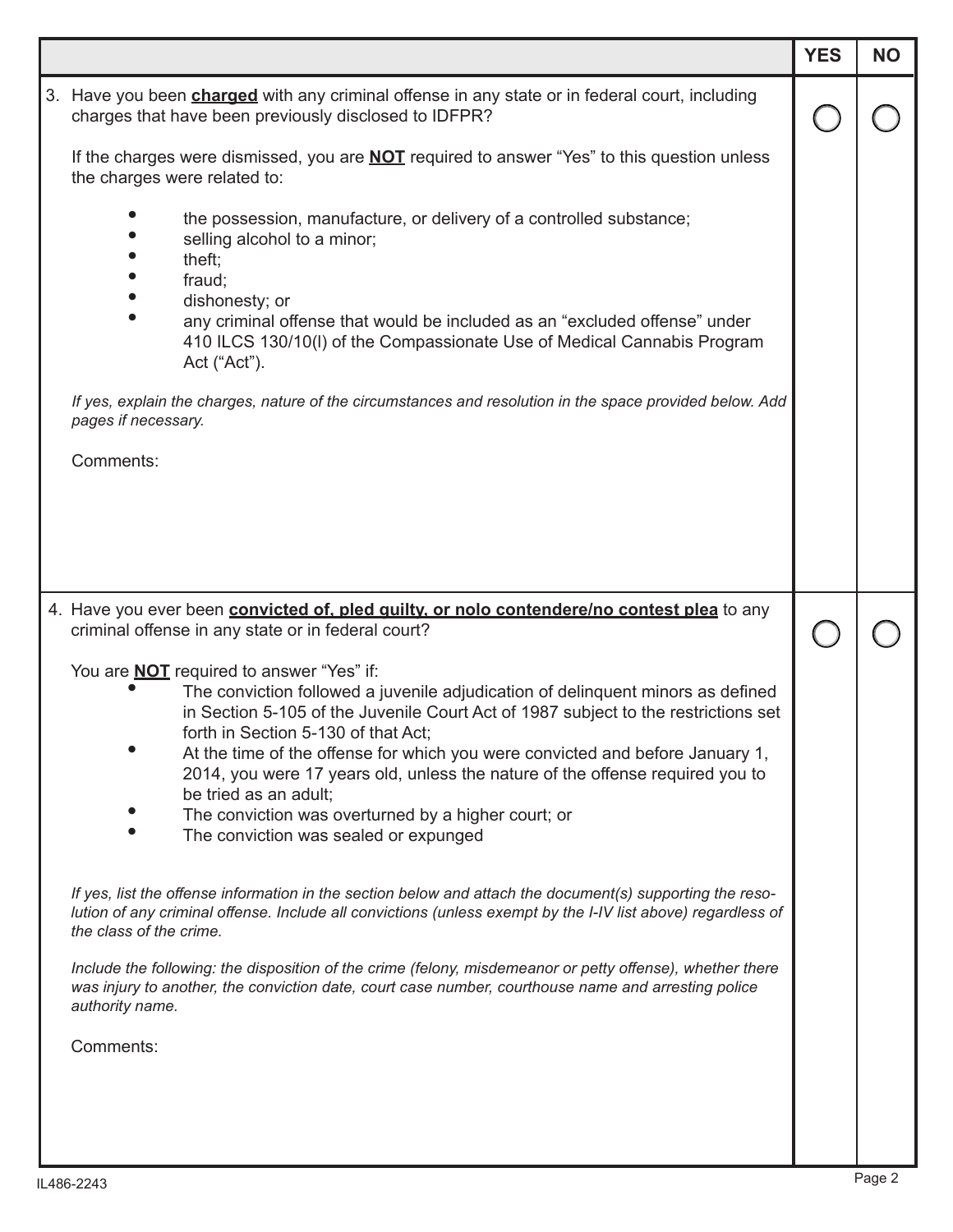| | YES | NO |
|---|---|---|
| 3. Have you been **charged** with any criminal offense in any state or in federal court, including charges that have been previously disclosed to IDFPR?<br><br>If the charges were dismissed, you are **NOT** required to answer "Yes" to this question unless the charges were related to:<br>• the possession, manufacture, or delivery of a controlled substance;<br>• selling alcohol to a minor;<br>• theft;<br>• fraud;<br>• dishonesty; or<br>• any criminal offense that would be included as an "excluded offense" under 410 ILCS 130/10(l) of the Compassionate Use of Medical Cannabis Program Act ("Act").<br><br>*If yes, explain the charges, nature of the circumstances and resolution in the space provided below. Add pages if necessary.*<br><br>Comments: | ◯ | ◯ |
| 4. Have you ever been **convicted of, pled guilty, or nolo contendere/no contest plea** to any criminal offense in any state or in federal court?<br><br>You are **NOT** required to answer "Yes" if:<br>• The conviction followed a juvenile adjudication of delinquent minors as defined in Section 5-105 of the Juvenile Court Act of 1987 subject to the restrictions set forth in Section 5-130 of that Act;<br>• At the time of the offense for which you were convicted and before January 1, 2014, you were 17 years old, unless the nature of the offense required you to be tried as an adult;<br>• The conviction was overturned by a higher court; or<br>• The conviction was sealed or expunged<br><br>*If yes, list the offense information in the section below and attach the document(s) supporting the resolution of any criminal offense. Include all convictions (unless exempt by the I-IV list above) regardless of the class of the crime.*<br><br>*Include the following: the disposition of the crime (felony, misdemeanor or petty offense), whether there was injury to another, the conviction date, court case number, courthouse name and arresting police authority name.*<br><br>Comments: | ◯ | ◯ |

IL486-2243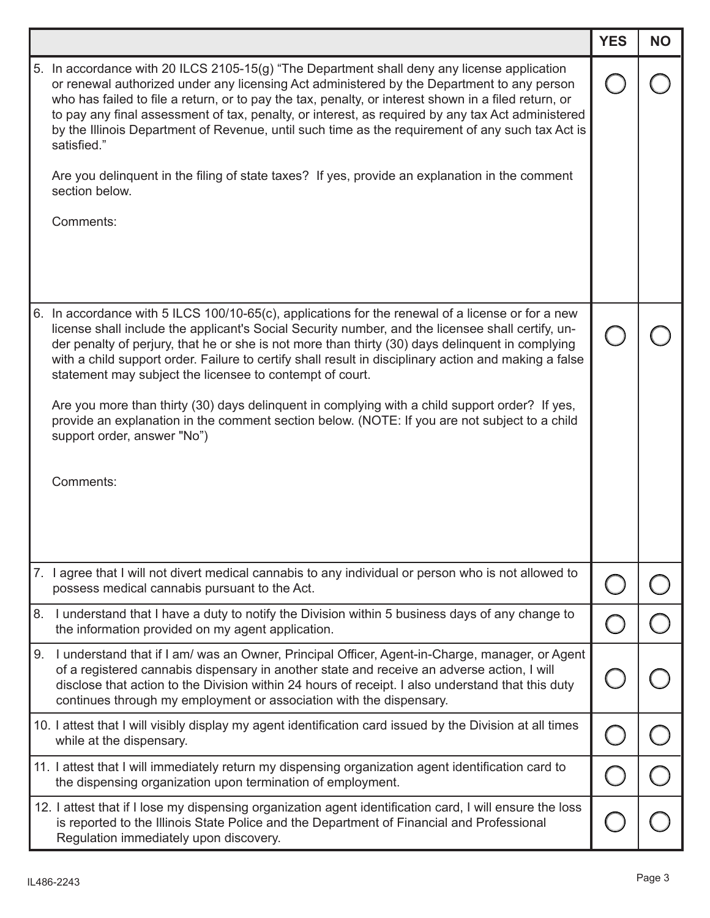| | YES | NO |
|---|---|---|
| 5. In accordance with 20 ILCS 2105-15(g) "The Department shall deny any license application or renewal authorized under any licensing Act administered by the Department to any person who has failed to file a return, or to pay the tax, penalty, or interest shown in a filed return, or to pay any final assessment of tax, penalty, or interest, as required by any tax Act administered by the Illinois Department of Revenue, until such time as the requirement of any such tax Act is satisfied."<br><br>Are you delinquent in the filing of state taxes? If yes, provide an explanation in the comment section below.<br><br>Comments: | ◯ | ◯ |
| 6. In accordance with 5 ILCS 100/10-65(c), applications for the renewal of a license or for a new license shall include the applicant's Social Security number, and the licensee shall certify, under penalty of perjury, that he or she is not more than thirty (30) days delinquent in complying with a child support order. Failure to certify shall result in disciplinary action and making a false statement may subject the licensee to contempt of court.<br><br>Are you more than thirty (30) days delinquent in complying with a child support order? If yes, provide an explanation in the comment section below. (NOTE: If you are not subject to a child support order, answer "No")<br><br>Comments: | ◯ | ◯ |
| 7. I agree that I will not divert medical cannabis to any individual or person who is not allowed to possess medical cannabis pursuant to the Act. | ◯ | ◯ |
| 8. I understand that I have a duty to notify the Division within 5 business days of any change to the information provided on my agent application. | ◯ | ◯ |
| 9. I understand that if I am/ was an Owner, Principal Officer, Agent-in-Charge, manager, or Agent of a registered cannabis dispensary in another state and receive an adverse action, I will disclose that action to the Division within 24 hours of receipt. I also understand that this duty continues through my employment or association with the dispensary. | ◯ | ◯ |
| 10. I attest that I will visibly display my agent identification card issued by the Division at all times while at the dispensary. | ◯ | ◯ |
| 11. I attest that I will immediately return my dispensing organization agent identification card to the dispensing organization upon termination of employment. | ◯ | ◯ |
| 12. I attest that if I lose my dispensing organization agent identification card, I will ensure the loss is reported to the Illinois State Police and the Department of Financial and Professional Regulation immediately upon discovery. | ◯ | ◯ |

IL486-2243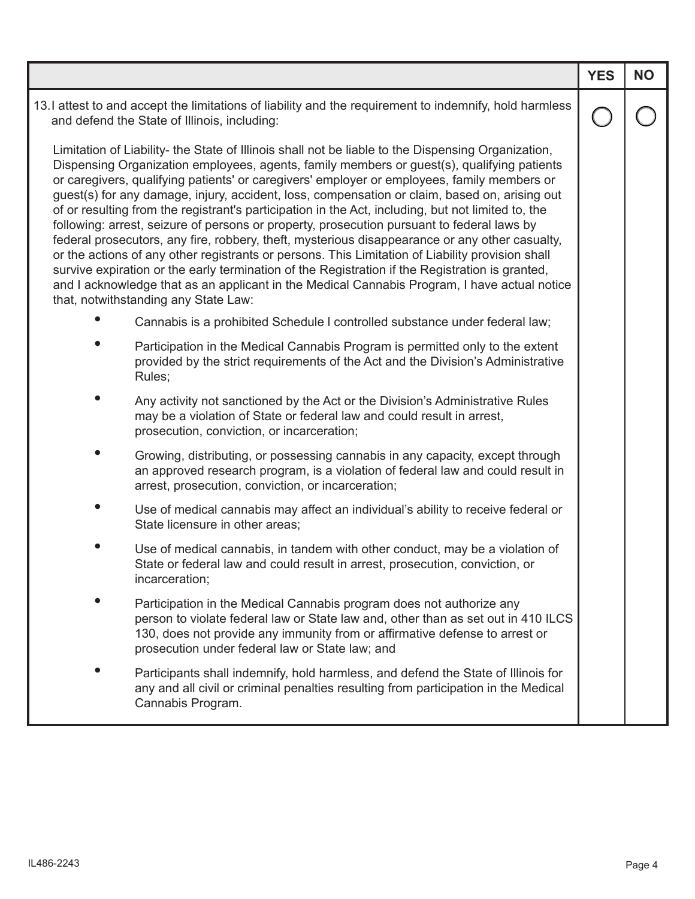| | YES | NO |
|---|---|---|
| 13. I attest to and accept the limitations of liability and the requirement to indemnify, hold harmless and defend the State of Illinois, including:<br><br>Limitation of Liability- the State of Illinois shall not be liable to the Dispensing Organization, Dispensing Organization employees, agents, family members or guest(s), qualifying patients or caregivers, qualifying patients' or caregivers' employer or employees, family members or guest(s) for any damage, injury, accident, loss, compensation or claim, based on, arising out of or resulting from the registrant's participation in the Act, including, but not limited to, the following: arrest, seizure of persons or property, prosecution pursuant to federal laws by federal prosecutors, any fire, robbery, theft, mysterious disappearance or any other casualty, or the actions of any other registrants or persons. This Limitation of Liability provision shall survive expiration or the early termination of the Registration if the Registration is granted, and I acknowledge that as an applicant in the Medical Cannabis Program, I have actual notice that, notwithstanding any State Law:<br><br>• Cannabis is a prohibited Schedule I controlled substance under federal law;<br>• Participation in the Medical Cannabis Program is permitted only to the extent provided by the strict requirements of the Act and the Division's Administrative Rules;<br>• Any activity not sanctioned by the Act or the Division's Administrative Rules may be a violation of State or federal law and could result in arrest, prosecution, conviction, or incarceration;<br>• Growing, distributing, or possessing cannabis in any capacity, except through an approved research program, is a violation of federal law and could result in arrest, prosecution, conviction, or incarceration;<br>• Use of medical cannabis may affect an individual's ability to receive federal or State licensure in other areas;<br>• Use of medical cannabis, in tandem with other conduct, may be a violation of State or federal law and could result in arrest, prosecution, conviction, or incarceration;<br>• Participation in the Medical Cannabis program does not authorize any person to violate federal law or State law and, other than as set out in 410 ILCS 130, does not provide any immunity from or affirmative defense to arrest or prosecution under federal law or State law; and<br>• Participants shall indemnify, hold harmless, and defend the State of Illinois for any and all civil or criminal penalties resulting from participation in the Medical Cannabis Program. | ◯ | ◯ |

IL486-2243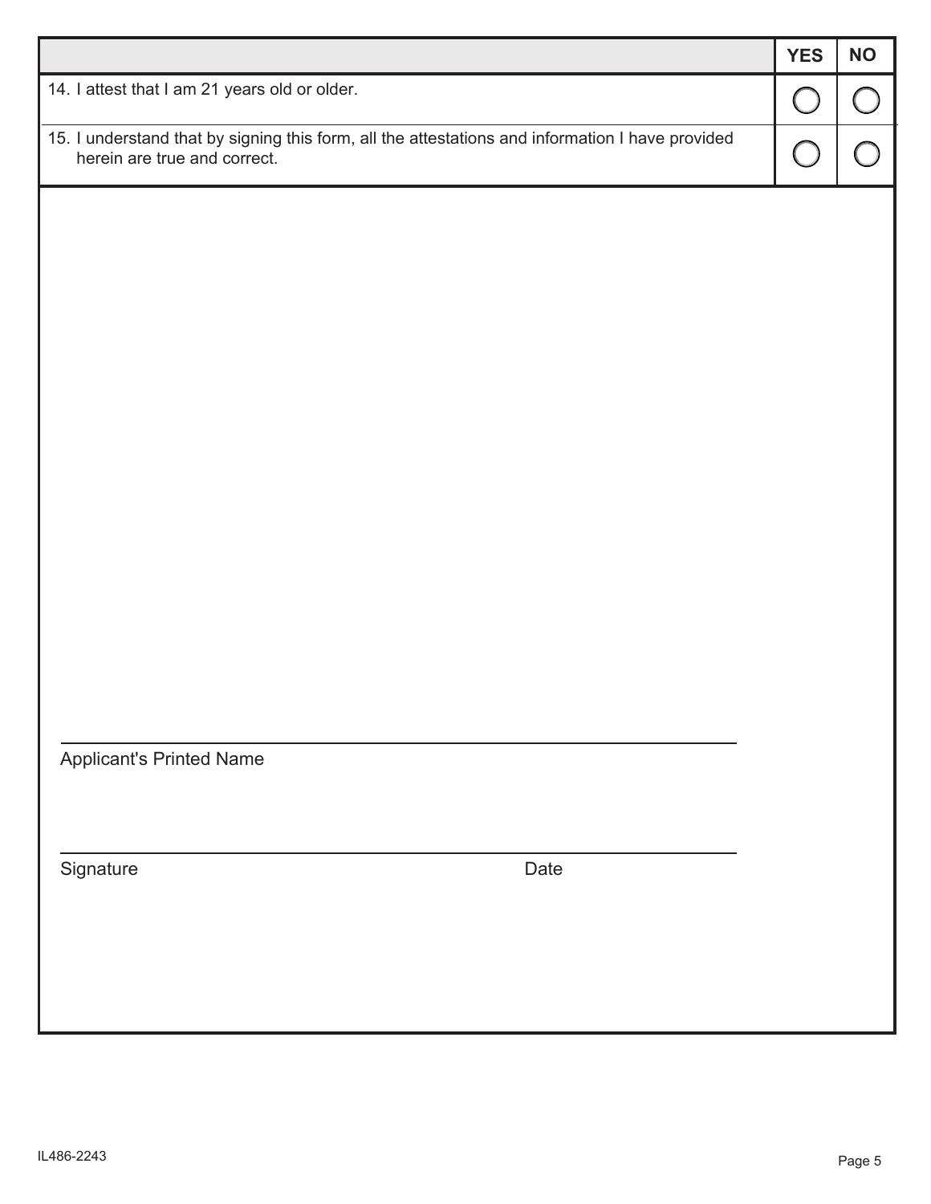| | YES | NO |
|---|---|---|
| 14. I attest that I am 21 years old or older. | ◯ | ◯ |
| 15. I understand that by signing this form, all the attestations and information I have provided herein are true and correct. | ◯ | ◯ |

Applicant's Printed Name

Signature    Date

IL486-2243